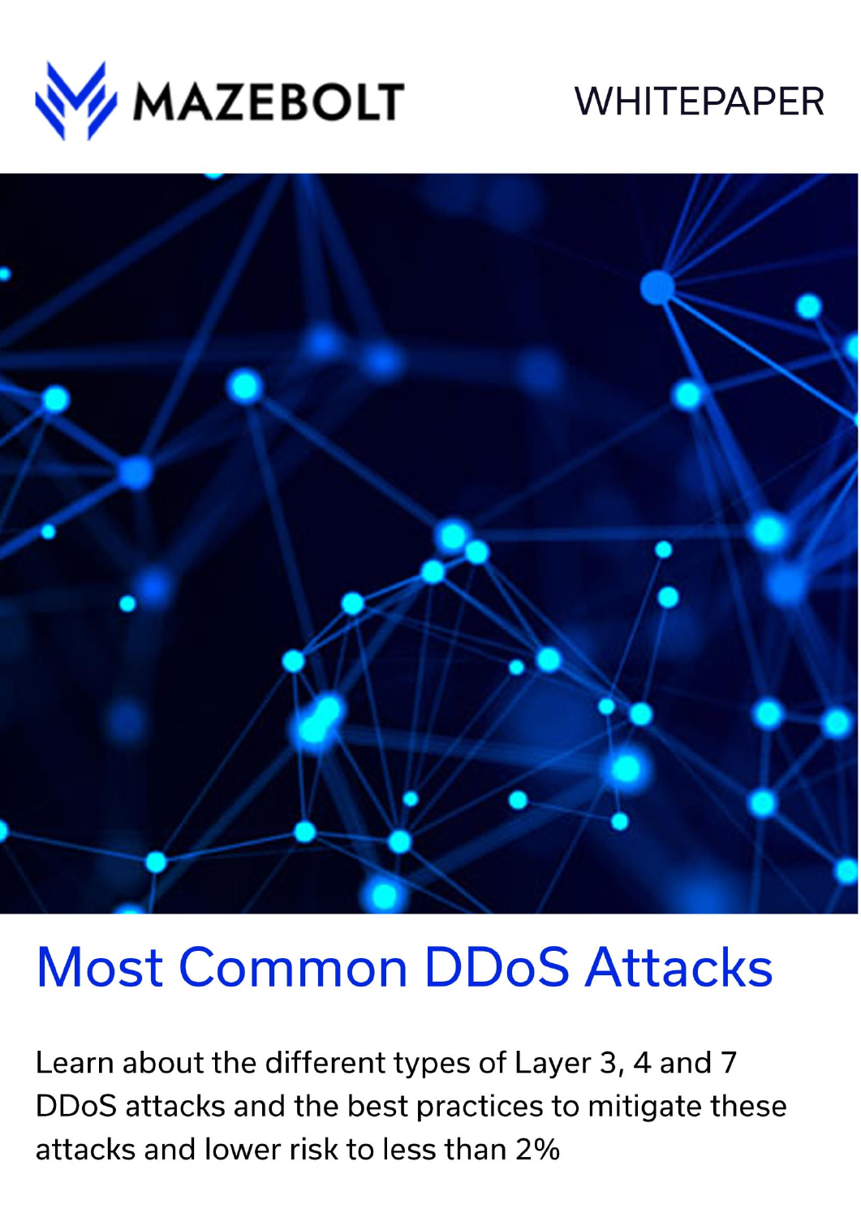MAZEBOLT

WHITEPAPER

# Most Common DDoS Attacks

Learn about the different types of Layer 3, 4 and 7 DDoS attacks and the best practices to mitigate these attacks and lower risk to less than 2%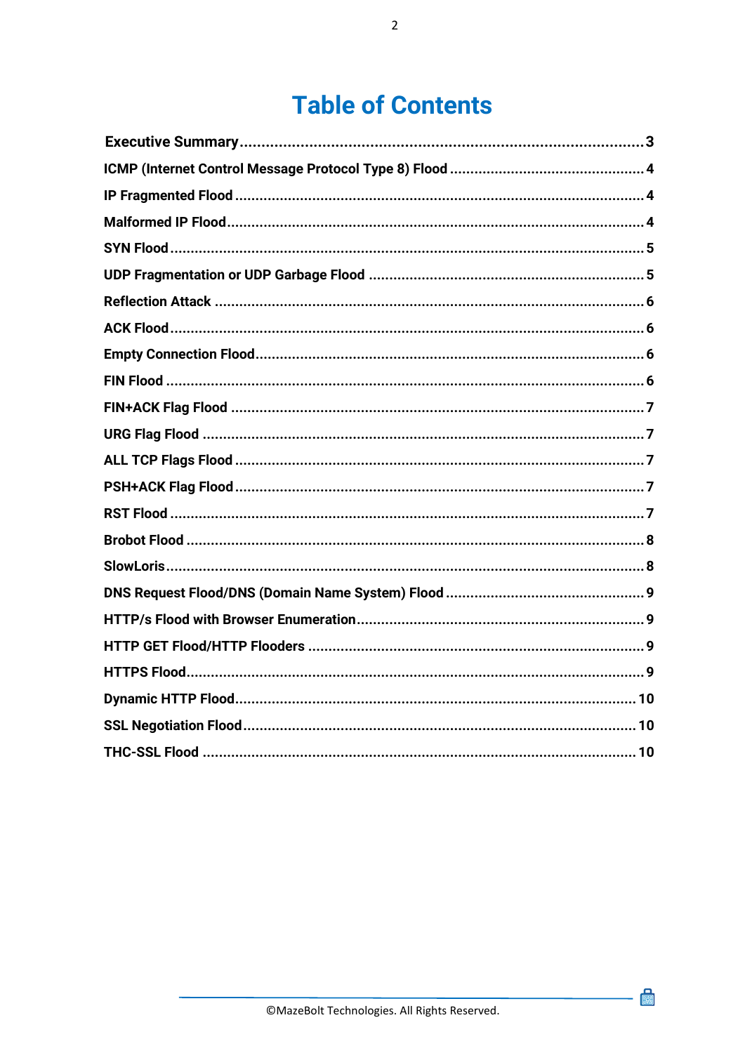# Table of Contents

| | |
|---|---|
| **Executive Summary** | **3** |
| **ICMP (Internet Control Message Protocol Type 8) Flood** | **4** |
| **IP Fragmented Flood** | **4** |
| **Malformed IP Flood** | **4** |
| **SYN Flood** | **5** |
| **UDP Fragmentation or UDP Garbage Flood** | **5** |
| **Reflection Attack** | **6** |
| **ACK Flood** | **6** |
| **Empty Connection Flood** | **6** |
| **FIN Flood** | **6** |
| **FIN+ACK Flag Flood** | **7** |
| **URG Flag Flood** | **7** |
| **ALL TCP Flags Flood** | **7** |
| **PSH+ACK Flag Flood** | **7** |
| **RST Flood** | **7** |
| **Brobot Flood** | **8** |
| **SlowLoris** | **8** |
| **DNS Request Flood/DNS (Domain Name System) Flood** | **9** |
| **HTTP/s Flood with Browser Enumeration** | **9** |
| **HTTP GET Flood/HTTP Flooders** | **9** |
| **HTTPS Flood** | **9** |
| **Dynamic HTTP Flood** | **10** |
| **SSL Negotiation Flood** | **10** |
| **THC-SSL Flood** | **10** |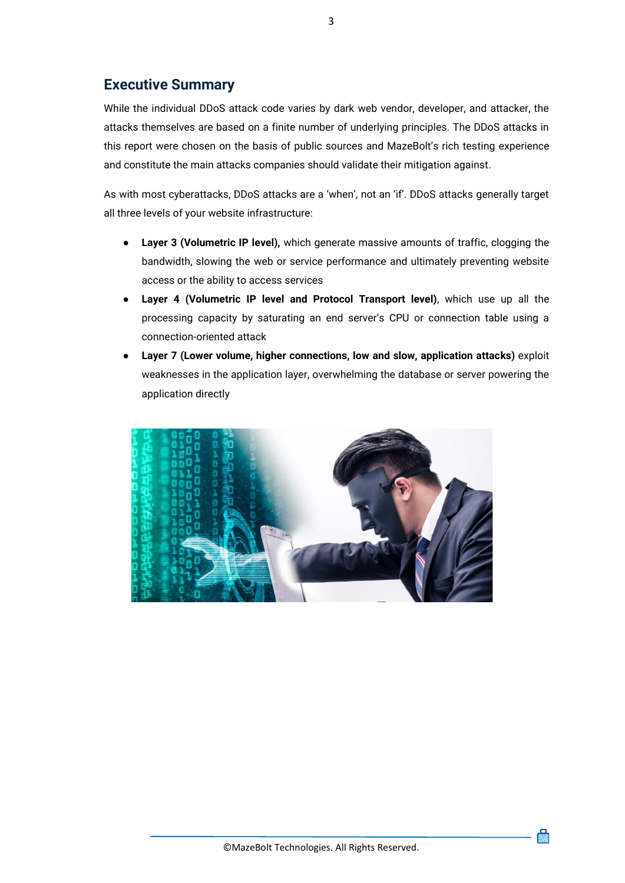## Executive Summary

While the individual DDoS attack code varies by dark web vendor, developer, and attacker, the attacks themselves are based on a finite number of underlying principles. The DDoS attacks in this report were chosen on the basis of public sources and MazeBolt's rich testing experience and constitute the main attacks companies should validate their mitigation against.

As with most cyberattacks, DDoS attacks are a 'when', not an 'if'. DDoS attacks generally target all three levels of your website infrastructure:

- **Layer 3 (Volumetric IP level),** which generate massive amounts of traffic, clogging the bandwidth, slowing the web or service performance and ultimately preventing website access or the ability to access services
- **Layer 4 (Volumetric IP level and Protocol Transport level)**, which use up all the processing capacity by saturating an end server's CPU or connection table using a connection-oriented attack
- **Layer 7 (Lower volume, higher connections, low and slow, application attacks)** exploit weaknesses in the application layer, overwhelming the database or server powering the application directly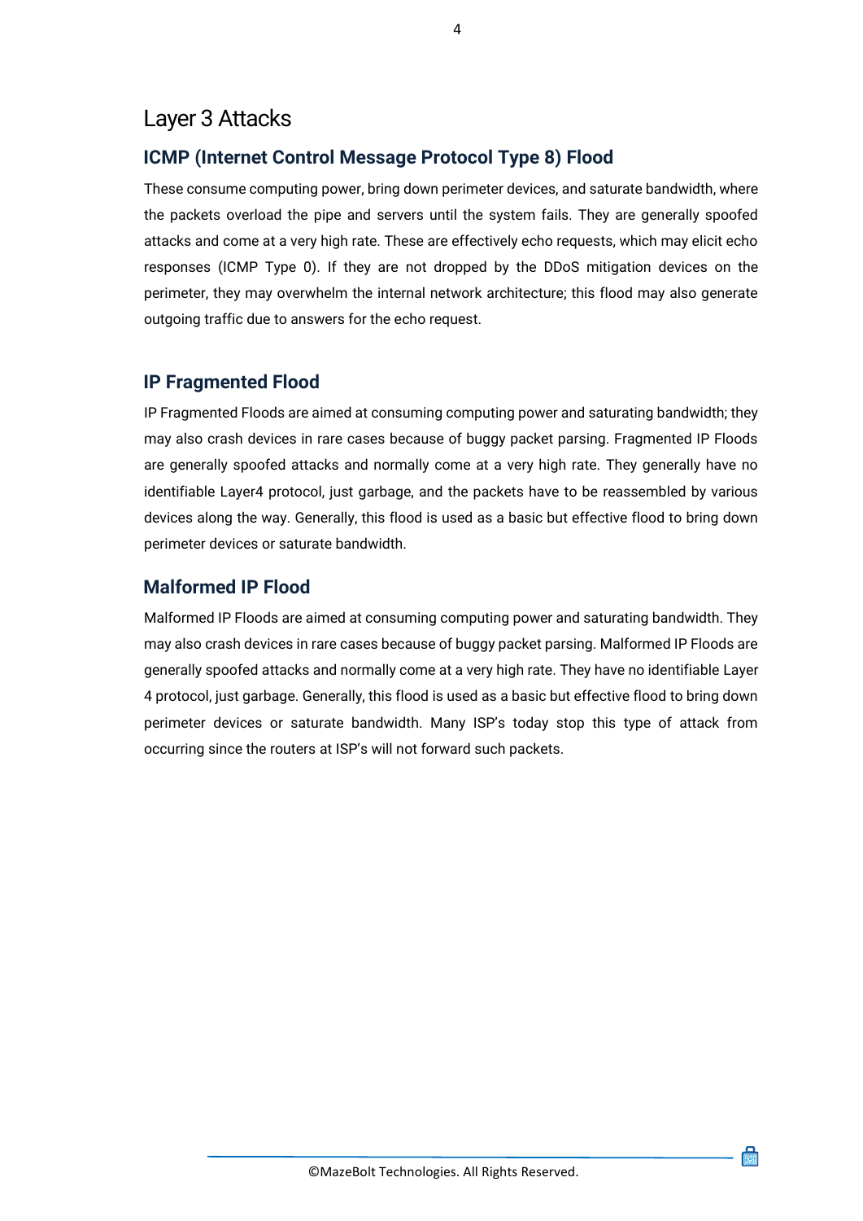# Layer 3 Attacks

## ICMP (Internet Control Message Protocol Type 8) Flood

These consume computing power, bring down perimeter devices, and saturate bandwidth, where the packets overload the pipe and servers until the system fails. They are generally spoofed attacks and come at a very high rate. These are effectively echo requests, which may elicit echo responses (ICMP Type 0). If they are not dropped by the DDoS mitigation devices on the perimeter, they may overwhelm the internal network architecture; this flood may also generate outgoing traffic due to answers for the echo request.

## IP Fragmented Flood

IP Fragmented Floods are aimed at consuming computing power and saturating bandwidth; they may also crash devices in rare cases because of buggy packet parsing. Fragmented IP Floods are generally spoofed attacks and normally come at a very high rate. They generally have no identifiable Layer4 protocol, just garbage, and the packets have to be reassembled by various devices along the way. Generally, this flood is used as a basic but effective flood to bring down perimeter devices or saturate bandwidth.

## Malformed IP Flood

Malformed IP Floods are aimed at consuming computing power and saturating bandwidth. They may also crash devices in rare cases because of buggy packet parsing. Malformed IP Floods are generally spoofed attacks and normally come at a very high rate. They have no identifiable Layer 4 protocol, just garbage. Generally, this flood is used as a basic but effective flood to bring down perimeter devices or saturate bandwidth. Many ISP's today stop this type of attack from occurring since the routers at ISP's will not forward such packets.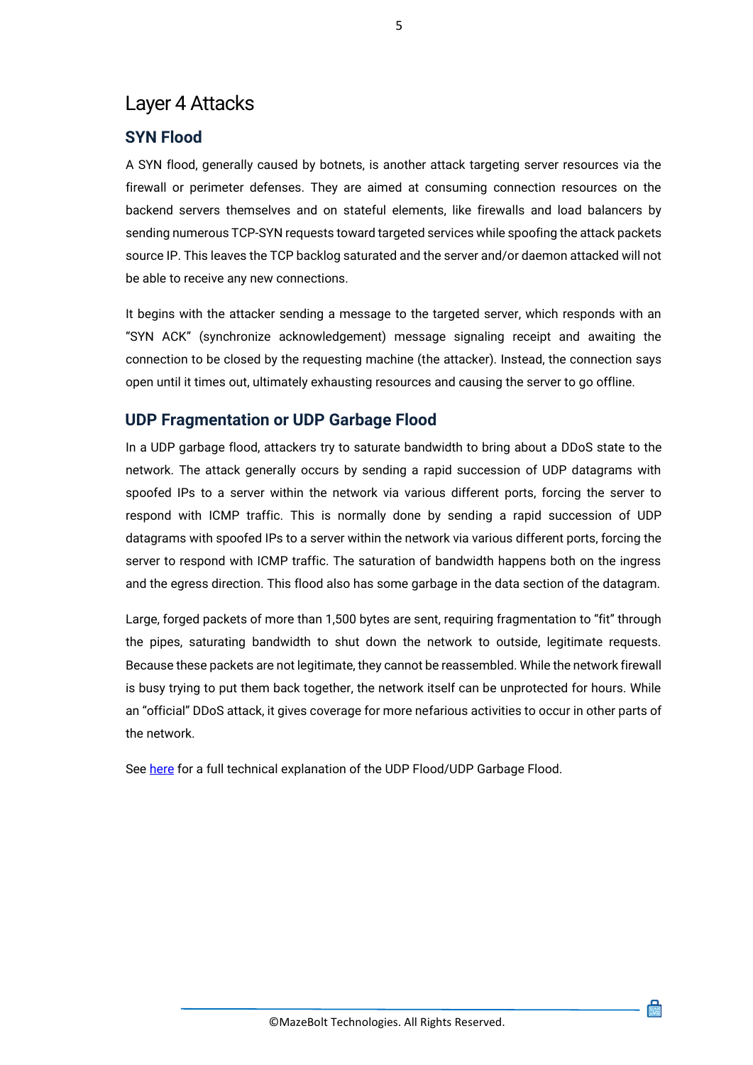# Layer 4 Attacks

## SYN Flood

A SYN flood, generally caused by botnets, is another attack targeting server resources via the firewall or perimeter defenses. They are aimed at consuming connection resources on the backend servers themselves and on stateful elements, like firewalls and load balancers by sending numerous TCP-SYN requests toward targeted services while spoofing the attack packets source IP. This leaves the TCP backlog saturated and the server and/or daemon attacked will not be able to receive any new connections.

It begins with the attacker sending a message to the targeted server, which responds with an "SYN ACK" (synchronize acknowledgement) message signaling receipt and awaiting the connection to be closed by the requesting machine (the attacker). Instead, the connection says open until it times out, ultimately exhausting resources and causing the server to go offline.

## UDP Fragmentation or UDP Garbage Flood

In a UDP garbage flood, attackers try to saturate bandwidth to bring about a DDoS state to the network. The attack generally occurs by sending a rapid succession of UDP datagrams with spoofed IPs to a server within the network via various different ports, forcing the server to respond with ICMP traffic. This is normally done by sending a rapid succession of UDP datagrams with spoofed IPs to a server within the network via various different ports, forcing the server to respond with ICMP traffic. The saturation of bandwidth happens both on the ingress and the egress direction. This flood also has some garbage in the data section of the datagram.

Large, forged packets of more than 1,500 bytes are sent, requiring fragmentation to "fit" through the pipes, saturating bandwidth to shut down the network to outside, legitimate requests. Because these packets are not legitimate, they cannot be reassembled. While the network firewall is busy trying to put them back together, the network itself can be unprotected for hours. While an "official" DDoS attack, it gives coverage for more nefarious activities to occur in other parts of the network.

See here for a full technical explanation of the UDP Flood/UDP Garbage Flood.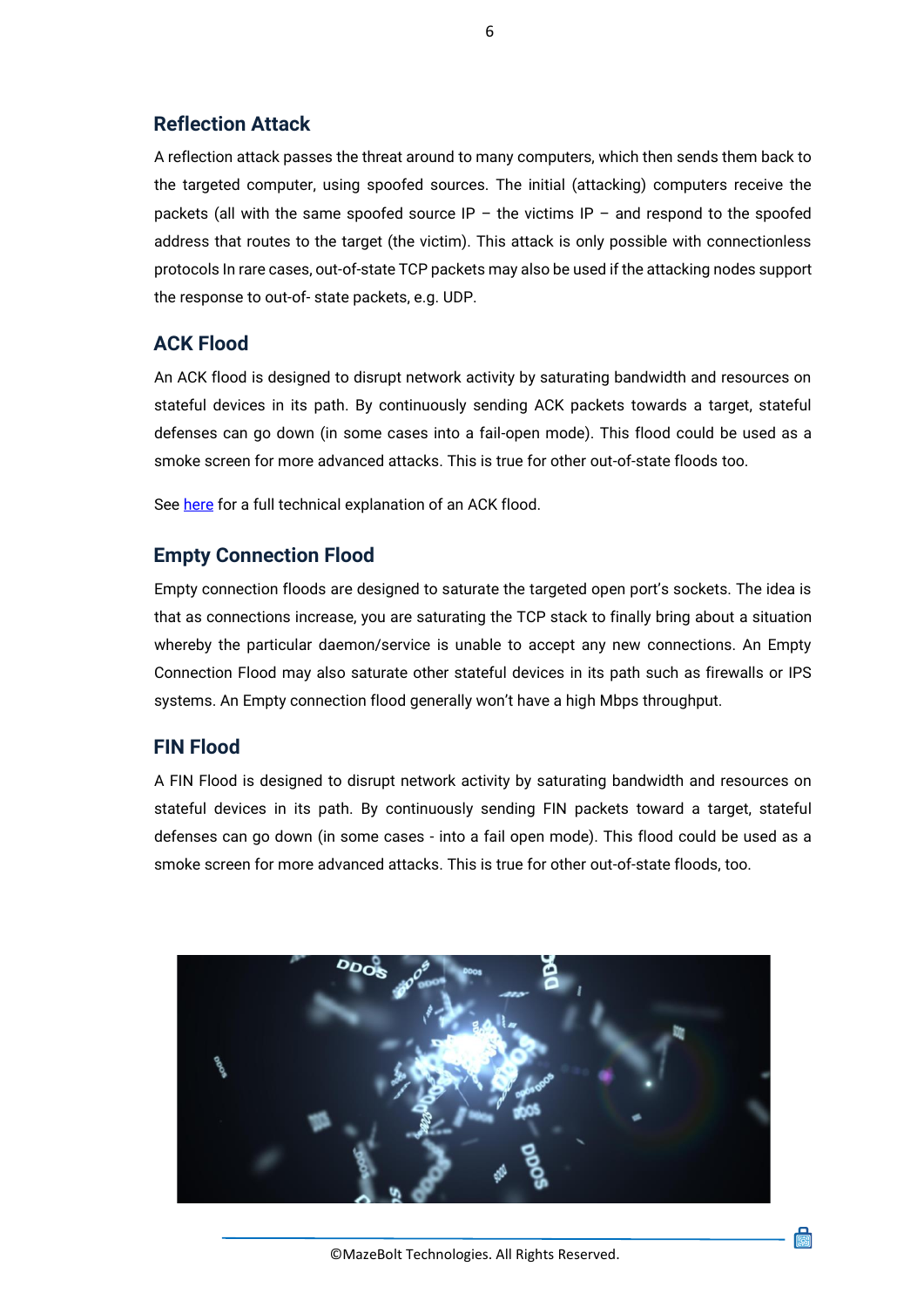## Reflection Attack

A reflection attack passes the threat around to many computers, which then sends them back to the targeted computer, using spoofed sources. The initial (attacking) computers receive the packets (all with the same spoofed source IP – the victims IP – and respond to the spoofed address that routes to the target (the victim). This attack is only possible with connectionless protocols In rare cases, out-of-state TCP packets may also be used if the attacking nodes support the response to out-of- state packets, e.g. UDP.

## ACK Flood

An ACK flood is designed to disrupt network activity by saturating bandwidth and resources on stateful devices in its path. By continuously sending ACK packets towards a target, stateful defenses can go down (in some cases into a fail-open mode). This flood could be used as a smoke screen for more advanced attacks. This is true for other out-of-state floods too.

See here for a full technical explanation of an ACK flood.

## Empty Connection Flood

Empty connection floods are designed to saturate the targeted open port's sockets. The idea is that as connections increase, you are saturating the TCP stack to finally bring about a situation whereby the particular daemon/service is unable to accept any new connections. An Empty Connection Flood may also saturate other stateful devices in its path such as firewalls or IPS systems. An Empty connection flood generally won't have a high Mbps throughput.

## FIN Flood

A FIN Flood is designed to disrupt network activity by saturating bandwidth and resources on stateful devices in its path. By continuously sending FIN packets toward a target, stateful defenses can go down (in some cases - into a fail open mode). This flood could be used as a smoke screen for more advanced attacks. This is true for other out-of-state floods, too.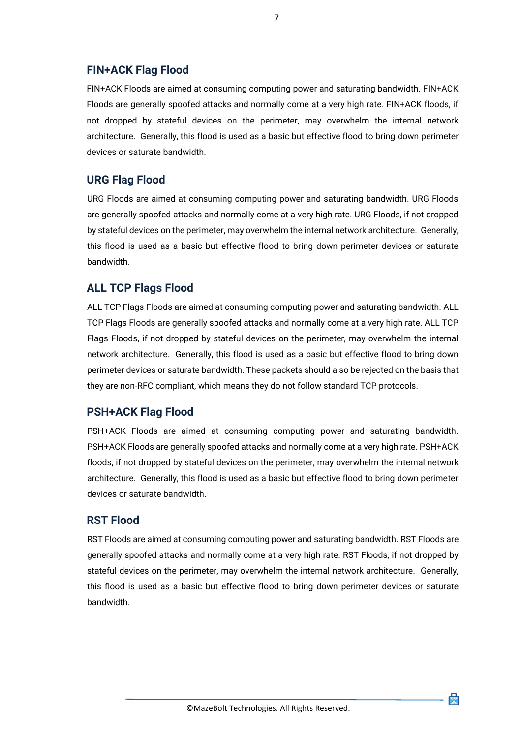## FIN+ACK Flag Flood

FIN+ACK Floods are aimed at consuming computing power and saturating bandwidth. FIN+ACK Floods are generally spoofed attacks and normally come at a very high rate. FIN+ACK floods, if not dropped by stateful devices on the perimeter, may overwhelm the internal network architecture. Generally, this flood is used as a basic but effective flood to bring down perimeter devices or saturate bandwidth.

## URG Flag Flood

URG Floods are aimed at consuming computing power and saturating bandwidth. URG Floods are generally spoofed attacks and normally come at a very high rate. URG Floods, if not dropped by stateful devices on the perimeter, may overwhelm the internal network architecture. Generally, this flood is used as a basic but effective flood to bring down perimeter devices or saturate bandwidth.

## ALL TCP Flags Flood

ALL TCP Flags Floods are aimed at consuming computing power and saturating bandwidth. ALL TCP Flags Floods are generally spoofed attacks and normally come at a very high rate. ALL TCP Flags Floods, if not dropped by stateful devices on the perimeter, may overwhelm the internal network architecture. Generally, this flood is used as a basic but effective flood to bring down perimeter devices or saturate bandwidth. These packets should also be rejected on the basis that they are non-RFC compliant, which means they do not follow standard TCP protocols.

## PSH+ACK Flag Flood

PSH+ACK Floods are aimed at consuming computing power and saturating bandwidth. PSH+ACK Floods are generally spoofed attacks and normally come at a very high rate. PSH+ACK floods, if not dropped by stateful devices on the perimeter, may overwhelm the internal network architecture. Generally, this flood is used as a basic but effective flood to bring down perimeter devices or saturate bandwidth.

## RST Flood

RST Floods are aimed at consuming computing power and saturating bandwidth. RST Floods are generally spoofed attacks and normally come at a very high rate. RST Floods, if not dropped by stateful devices on the perimeter, may overwhelm the internal network architecture. Generally, this flood is used as a basic but effective flood to bring down perimeter devices or saturate bandwidth.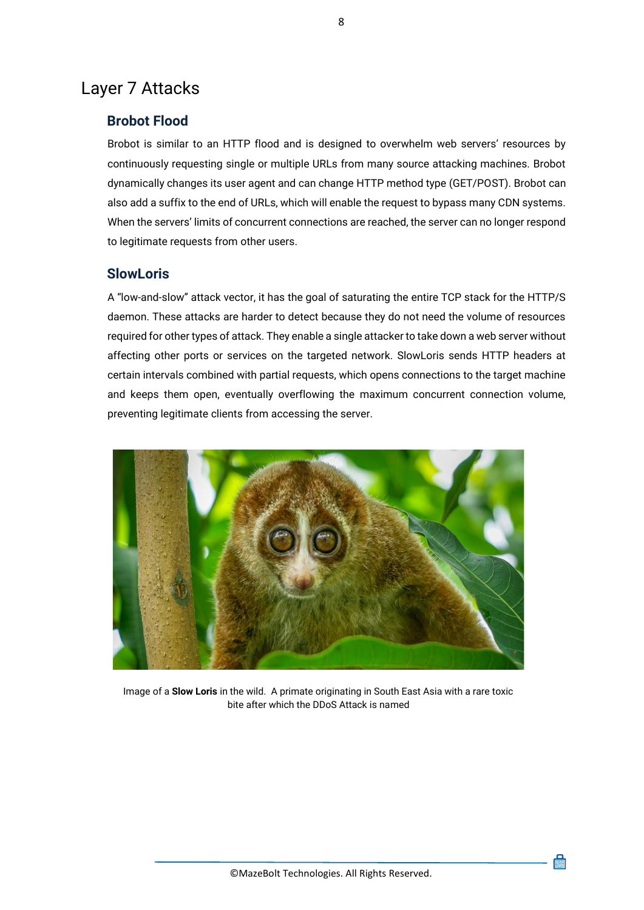# Layer 7 Attacks

## Brobot Flood

Brobot is similar to an HTTP flood and is designed to overwhelm web servers' resources by continuously requesting single or multiple URLs from many source attacking machines. Brobot dynamically changes its user agent and can change HTTP method type (GET/POST). Brobot can also add a suffix to the end of URLs, which will enable the request to bypass many CDN systems. When the servers' limits of concurrent connections are reached, the server can no longer respond to legitimate requests from other users.

## SlowLoris

A "low-and-slow" attack vector, it has the goal of saturating the entire TCP stack for the HTTP/S daemon. These attacks are harder to detect because they do not need the volume of resources required for other types of attack. They enable a single attacker to take down a web server without affecting other ports or services on the targeted network. SlowLoris sends HTTP headers at certain intervals combined with partial requests, which opens connections to the target machine and keeps them open, eventually overflowing the maximum concurrent connection volume, preventing legitimate clients from accessing the server.

Image of a **Slow Loris** in the wild. A primate originating in South East Asia with a rare toxic bite after which the DDoS Attack is named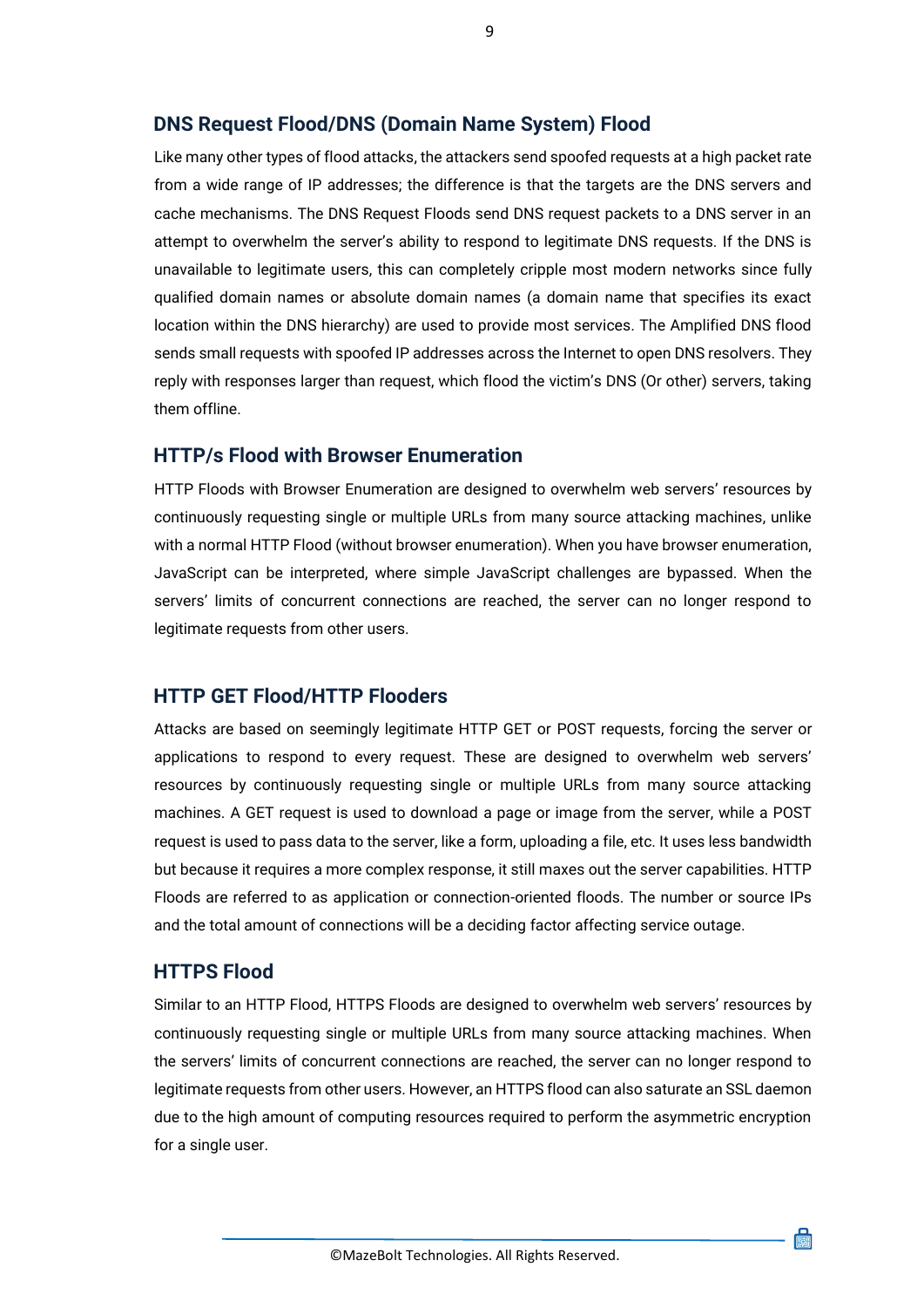## DNS Request Flood/DNS (Domain Name System) Flood

Like many other types of flood attacks, the attackers send spoofed requests at a high packet rate from a wide range of IP addresses; the difference is that the targets are the DNS servers and cache mechanisms. The DNS Request Floods send DNS request packets to a DNS server in an attempt to overwhelm the server's ability to respond to legitimate DNS requests. If the DNS is unavailable to legitimate users, this can completely cripple most modern networks since fully qualified domain names or absolute domain names (a domain name that specifies its exact location within the DNS hierarchy) are used to provide most services. The Amplified DNS flood sends small requests with spoofed IP addresses across the Internet to open DNS resolvers. They reply with responses larger than request, which flood the victim's DNS (Or other) servers, taking them offline.

## HTTP/s Flood with Browser Enumeration

HTTP Floods with Browser Enumeration are designed to overwhelm web servers' resources by continuously requesting single or multiple URLs from many source attacking machines, unlike with a normal HTTP Flood (without browser enumeration). When you have browser enumeration, JavaScript can be interpreted, where simple JavaScript challenges are bypassed. When the servers' limits of concurrent connections are reached, the server can no longer respond to legitimate requests from other users.

## HTTP GET Flood/HTTP Flooders

Attacks are based on seemingly legitimate HTTP GET or POST requests, forcing the server or applications to respond to every request. These are designed to overwhelm web servers' resources by continuously requesting single or multiple URLs from many source attacking machines. A GET request is used to download a page or image from the server, while a POST request is used to pass data to the server, like a form, uploading a file, etc. It uses less bandwidth but because it requires a more complex response, it still maxes out the server capabilities. HTTP Floods are referred to as application or connection-oriented floods. The number or source IPs and the total amount of connections will be a deciding factor affecting service outage.

## HTTPS Flood

Similar to an HTTP Flood, HTTPS Floods are designed to overwhelm web servers' resources by continuously requesting single or multiple URLs from many source attacking machines. When the servers' limits of concurrent connections are reached, the server can no longer respond to legitimate requests from other users. However, an HTTPS flood can also saturate an SSL daemon due to the high amount of computing resources required to perform the asymmetric encryption for a single user.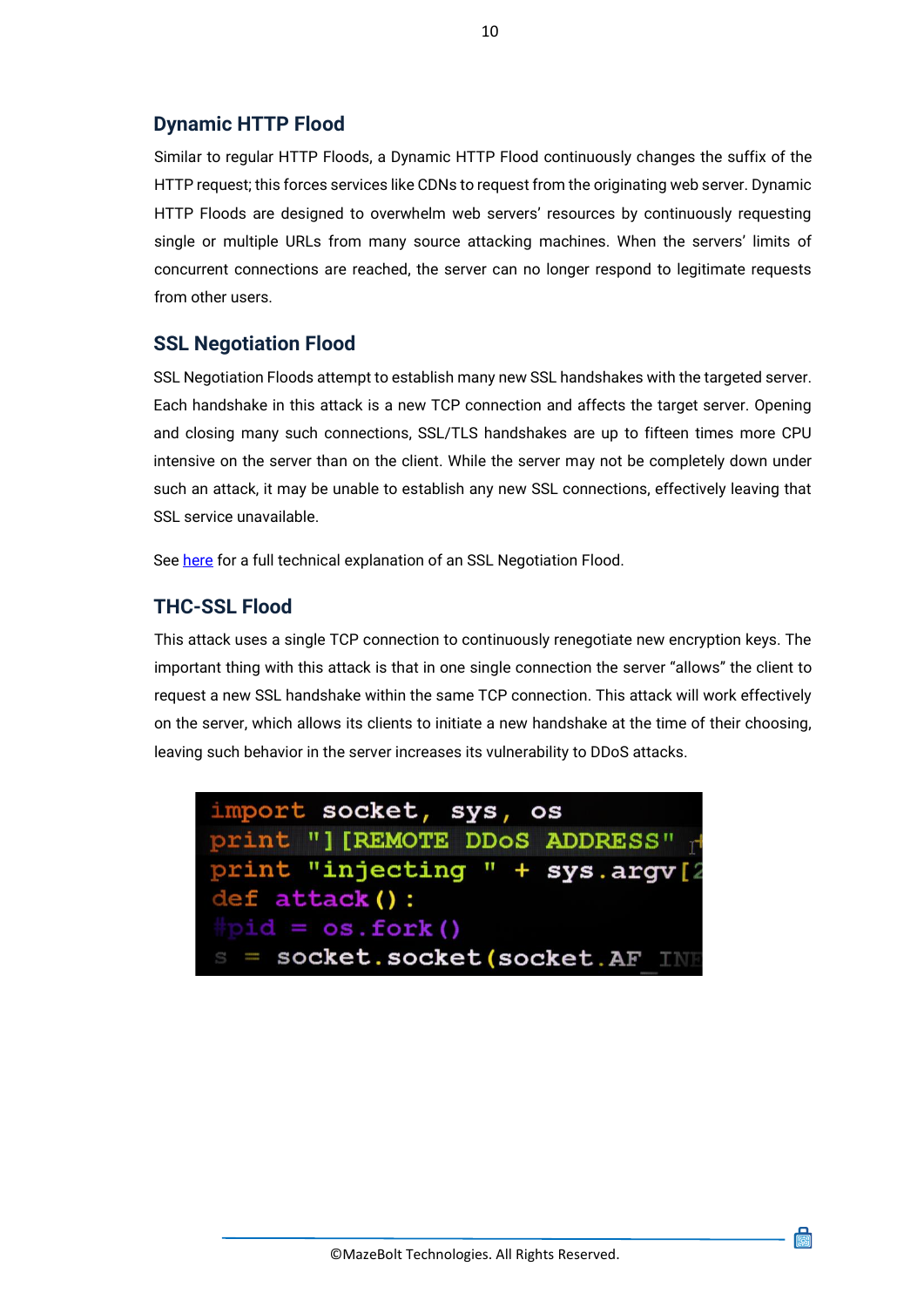## Dynamic HTTP Flood

Similar to regular HTTP Floods, a Dynamic HTTP Flood continuously changes the suffix of the HTTP request; this forces services like CDNs to request from the originating web server. Dynamic HTTP Floods are designed to overwhelm web servers' resources by continuously requesting single or multiple URLs from many source attacking machines. When the servers' limits of concurrent connections are reached, the server can no longer respond to legitimate requests from other users.

## SSL Negotiation Flood

SSL Negotiation Floods attempt to establish many new SSL handshakes with the targeted server. Each handshake in this attack is a new TCP connection and affects the target server. Opening and closing many such connections, SSL/TLS handshakes are up to fifteen times more CPU intensive on the server than on the client. While the server may not be completely down under such an attack, it may be unable to establish any new SSL connections, effectively leaving that SSL service unavailable.

See here for a full technical explanation of an SSL Negotiation Flood.

## THC-SSL Flood

This attack uses a single TCP connection to continuously renegotiate new encryption keys. The important thing with this attack is that in one single connection the server "allows" the client to request a new SSL handshake within the same TCP connection. This attack will work effectively on the server, which allows its clients to initiate a new handshake at the time of their choosing, leaving such behavior in the server increases its vulnerability to DDoS attacks.

```
import socket, sys, os
print "][REMOTE DDoS ADDRESS"
print "injecting " + sys.argv[2
def attack():
#pid = os.fork()
s = socket.socket(socket.AF_INE
```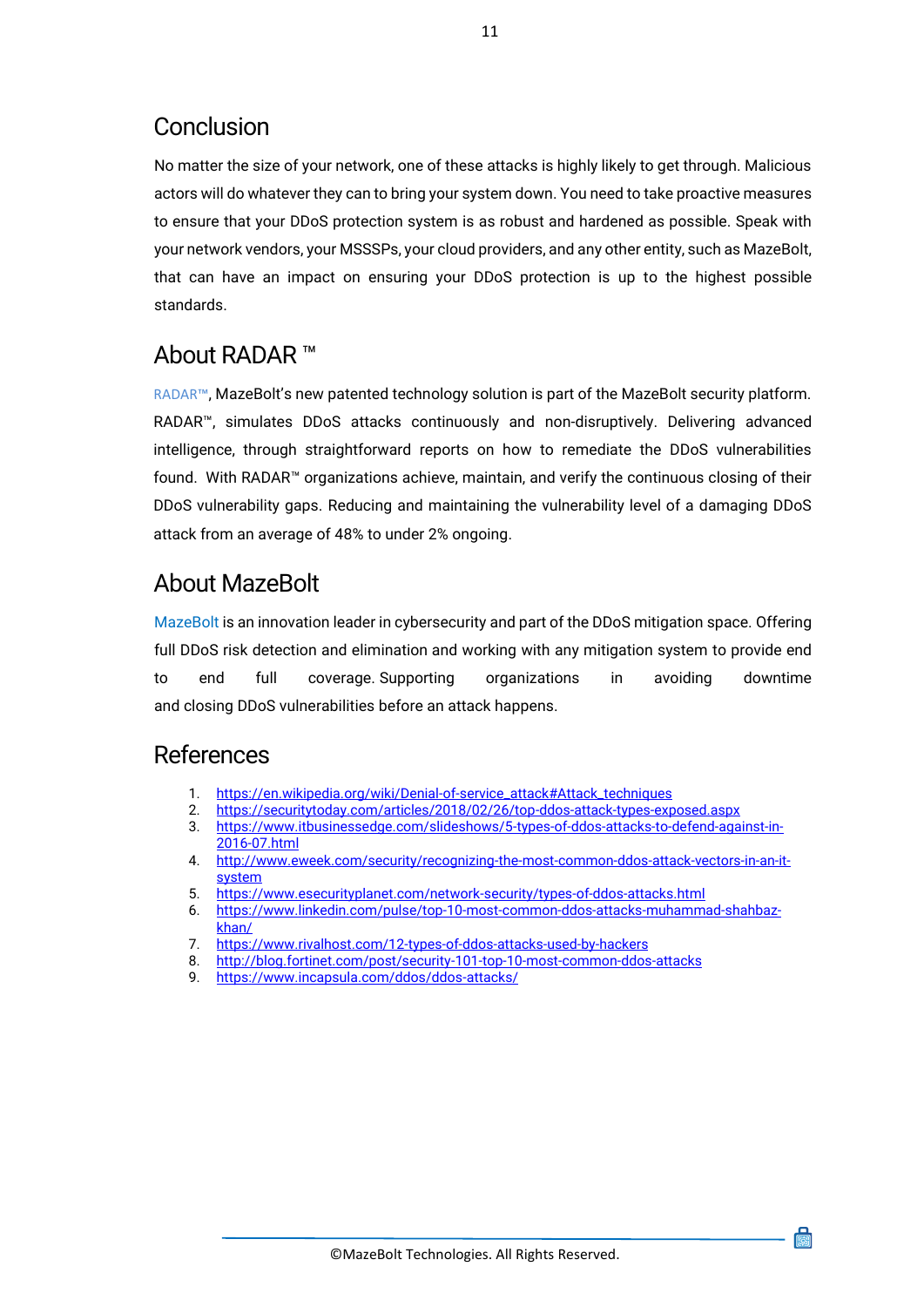## Conclusion

No matter the size of your network, one of these attacks is highly likely to get through. Malicious actors will do whatever they can to bring your system down. You need to take proactive measures to ensure that your DDoS protection system is as robust and hardened as possible. Speak with your network vendors, your MSSSPs, your cloud providers, and any other entity, such as MazeBolt, that can have an impact on ensuring your DDoS protection is up to the highest possible standards.

## About RADAR ™

RADAR™, MazeBolt's new patented technology solution is part of the MazeBolt security platform. RADAR™, simulates DDoS attacks continuously and non-disruptively. Delivering advanced intelligence, through straightforward reports on how to remediate the DDoS vulnerabilities found. With RADAR™ organizations achieve, maintain, and verify the continuous closing of their DDoS vulnerability gaps. Reducing and maintaining the vulnerability level of a damaging DDoS attack from an average of 48% to under 2% ongoing.

## About MazeBolt

MazeBolt is an innovation leader in cybersecurity and part of the DDoS mitigation space. Offering full DDoS risk detection and elimination and working with any mitigation system to provide end to end full coverage. Supporting organizations in avoiding downtime and closing DDoS vulnerabilities before an attack happens.

## References

1. https://en.wikipedia.org/wiki/Denial-of-service_attack#Attack_techniques
2. https://securitytoday.com/articles/2018/02/26/top-ddos-attack-types-exposed.aspx
3. https://www.itbusinessedge.com/slideshows/5-types-of-ddos-attacks-to-defend-against-in-2016-07.html
4. http://www.eweek.com/security/recognizing-the-most-common-ddos-attack-vectors-in-an-it-system
5. https://www.esecurityplanet.com/network-security/types-of-ddos-attacks.html
6. https://www.linkedin.com/pulse/top-10-most-common-ddos-attacks-muhammad-shahbaz-khan/
7. https://www.rivalhost.com/12-types-of-ddos-attacks-used-by-hackers
8. http://blog.fortinet.com/post/security-101-top-10-most-common-ddos-attacks
9. https://www.incapsula.com/ddos/ddos-attacks/